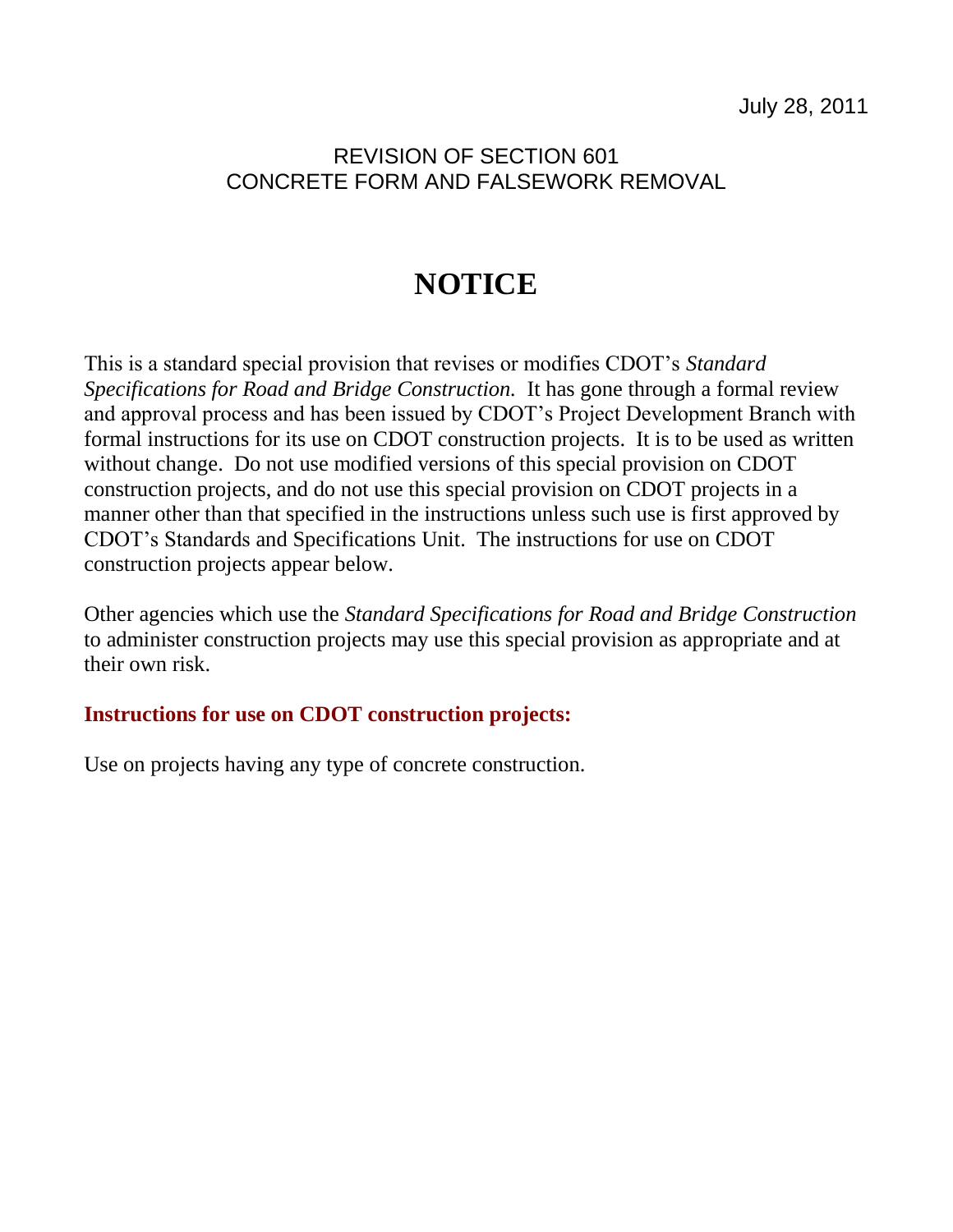July 28, 2011

REVISION OF SECTION 601
CONCRETE FORM AND FALSEWORK REMOVAL

# NOTICE

This is a standard special provision that revises or modifies CDOT's *Standard Specifications for Road and Bridge Construction.* It has gone through a formal review and approval process and has been issued by CDOT's Project Development Branch with formal instructions for its use on CDOT construction projects. It is to be used as written without change. Do not use modified versions of this special provision on CDOT construction projects, and do not use this special provision on CDOT projects in a manner other than that specified in the instructions unless such use is first approved by CDOT's Standards and Specifications Unit. The instructions for use on CDOT construction projects appear below.

Other agencies which use the *Standard Specifications for Road and Bridge Construction* to administer construction projects may use this special provision as appropriate and at their own risk.

**Instructions for use on CDOT construction projects:**

Use on projects having any type of concrete construction.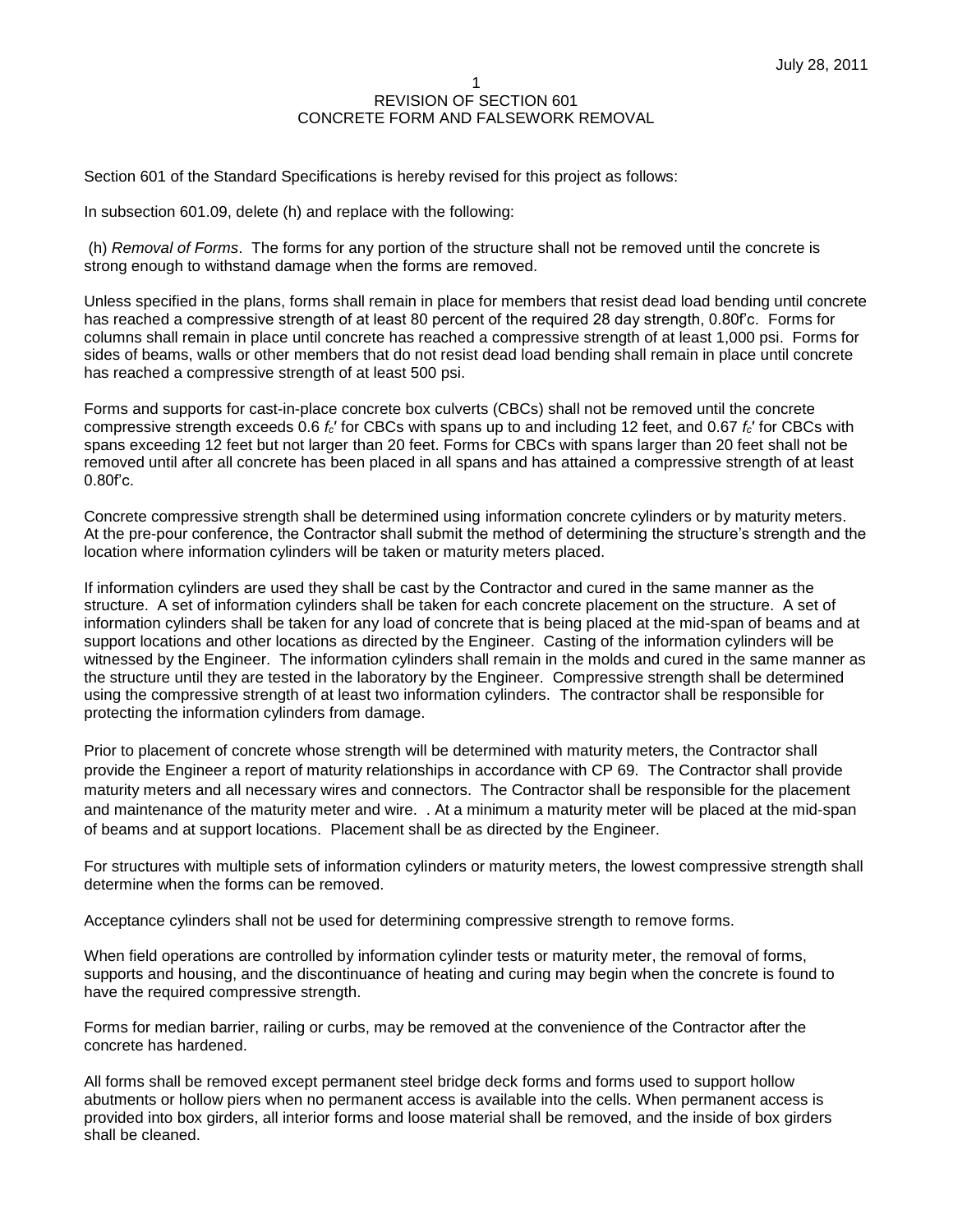July 28, 2011

# REVISION OF SECTION 601
# CONCRETE FORM AND FALSEWORK REMOVAL

Section 601 of the Standard Specifications is hereby revised for this project as follows:

In subsection 601.09, delete (h) and replace with the following:

(h) *Removal of Forms*. The forms for any portion of the structure shall not be removed until the concrete is strong enough to withstand damage when the forms are removed.

Unless specified in the plans, forms shall remain in place for members that resist dead load bending until concrete has reached a compressive strength of at least 80 percent of the required 28 day strength, 0.80f'c. Forms for columns shall remain in place until concrete has reached a compressive strength of at least 1,000 psi. Forms for sides of beams, walls or other members that do not resist dead load bending shall remain in place until concrete has reached a compressive strength of at least 500 psi.

Forms and supports for cast-in-place concrete box culverts (CBCs) shall not be removed until the concrete compressive strength exceeds 0.6 $f_c'$ for CBCs with spans up to and including 12 feet, and 0.67 $f_c'$ for CBCs with spans exceeding 12 feet but not larger than 20 feet. Forms for CBCs with spans larger than 20 feet shall not be removed until after all concrete has been placed in all spans and has attained a compressive strength of at least 0.80f'c.

Concrete compressive strength shall be determined using information concrete cylinders or by maturity meters. At the pre-pour conference, the Contractor shall submit the method of determining the structure's strength and the location where information cylinders will be taken or maturity meters placed.

If information cylinders are used they shall be cast by the Contractor and cured in the same manner as the structure. A set of information cylinders shall be taken for each concrete placement on the structure. A set of information cylinders shall be taken for any load of concrete that is being placed at the mid-span of beams and at support locations and other locations as directed by the Engineer. Casting of the information cylinders will be witnessed by the Engineer. The information cylinders shall remain in the molds and cured in the same manner as the structure until they are tested in the laboratory by the Engineer. Compressive strength shall be determined using the compressive strength of at least two information cylinders. The contractor shall be responsible for protecting the information cylinders from damage.

Prior to placement of concrete whose strength will be determined with maturity meters, the Contractor shall provide the Engineer a report of maturity relationships in accordance with CP 69. The Contractor shall provide maturity meters and all necessary wires and connectors. The Contractor shall be responsible for the placement and maintenance of the maturity meter and wire. . At a minimum a maturity meter will be placed at the mid-span of beams and at support locations. Placement shall be as directed by the Engineer.

For structures with multiple sets of information cylinders or maturity meters, the lowest compressive strength shall determine when the forms can be removed.

Acceptance cylinders shall not be used for determining compressive strength to remove forms.

When field operations are controlled by information cylinder tests or maturity meter, the removal of forms, supports and housing, and the discontinuance of heating and curing may begin when the concrete is found to have the required compressive strength.

Forms for median barrier, railing or curbs, may be removed at the convenience of the Contractor after the concrete has hardened.

All forms shall be removed except permanent steel bridge deck forms and forms used to support hollow abutments or hollow piers when no permanent access is available into the cells. When permanent access is provided into box girders, all interior forms and loose material shall be removed, and the inside of box girders shall be cleaned.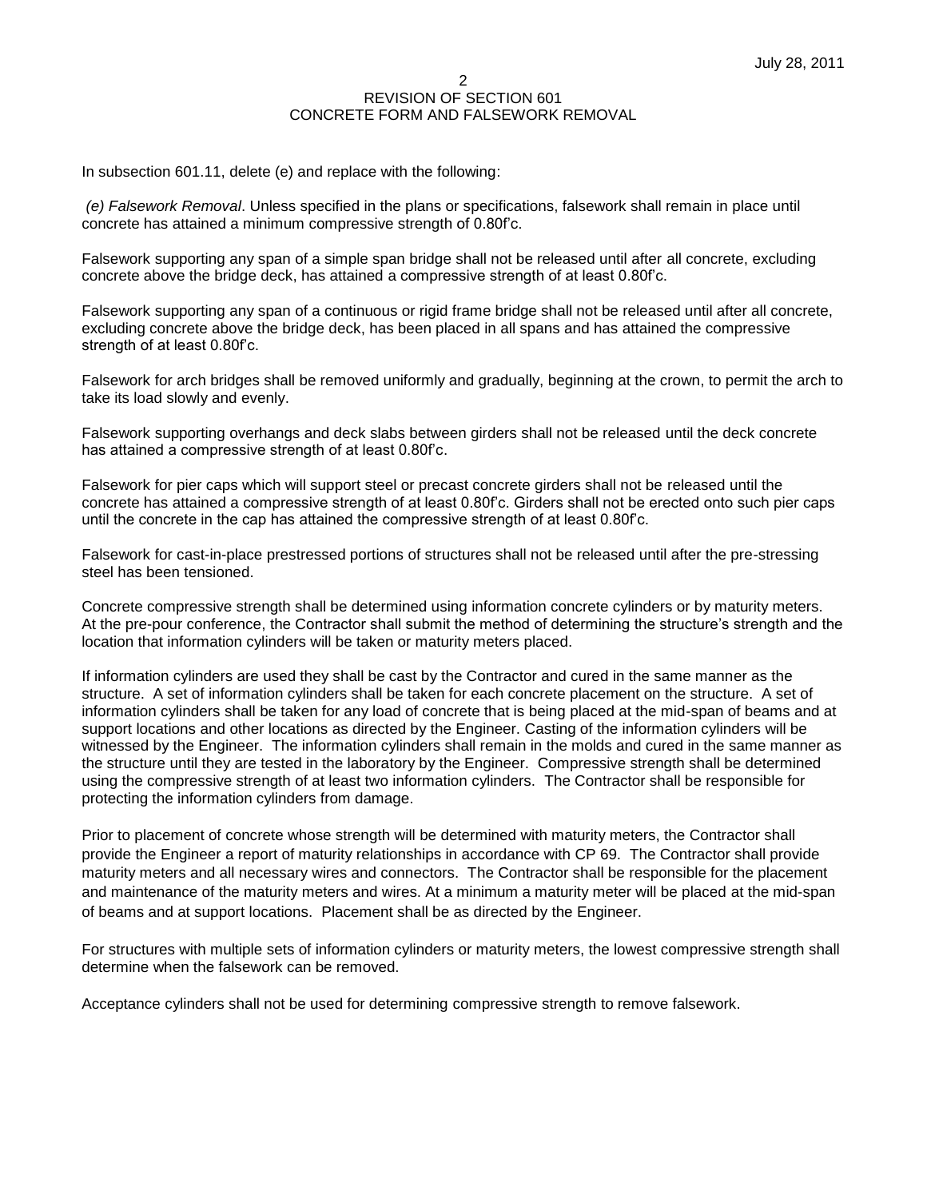In subsection 601.11, delete (e) and replace with the following:

*(e) Falsework Removal*. Unless specified in the plans or specifications, falsework shall remain in place until concrete has attained a minimum compressive strength of 0.80f'c.

Falsework supporting any span of a simple span bridge shall not be released until after all concrete, excluding concrete above the bridge deck, has attained a compressive strength of at least 0.80f'c.

Falsework supporting any span of a continuous or rigid frame bridge shall not be released until after all concrete, excluding concrete above the bridge deck, has been placed in all spans and has attained the compressive strength of at least 0.80f'c.

Falsework for arch bridges shall be removed uniformly and gradually, beginning at the crown, to permit the arch to take its load slowly and evenly.

Falsework supporting overhangs and deck slabs between girders shall not be released until the deck concrete has attained a compressive strength of at least 0.80f'c.

Falsework for pier caps which will support steel or precast concrete girders shall not be released until the concrete has attained a compressive strength of at least 0.80f'c. Girders shall not be erected onto such pier caps until the concrete in the cap has attained the compressive strength of at least 0.80f'c.

Falsework for cast-in-place prestressed portions of structures shall not be released until after the pre-stressing steel has been tensioned.

Concrete compressive strength shall be determined using information concrete cylinders or by maturity meters. At the pre-pour conference, the Contractor shall submit the method of determining the structure's strength and the location that information cylinders will be taken or maturity meters placed.

If information cylinders are used they shall be cast by the Contractor and cured in the same manner as the structure. A set of information cylinders shall be taken for each concrete placement on the structure. A set of information cylinders shall be taken for any load of concrete that is being placed at the mid-span of beams and at support locations and other locations as directed by the Engineer. Casting of the information cylinders will be witnessed by the Engineer. The information cylinders shall remain in the molds and cured in the same manner as the structure until they are tested in the laboratory by the Engineer. Compressive strength shall be determined using the compressive strength of at least two information cylinders. The Contractor shall be responsible for protecting the information cylinders from damage.

Prior to placement of concrete whose strength will be determined with maturity meters, the Contractor shall provide the Engineer a report of maturity relationships in accordance with CP 69. The Contractor shall provide maturity meters and all necessary wires and connectors. The Contractor shall be responsible for the placement and maintenance of the maturity meters and wires. At a minimum a maturity meter will be placed at the mid-span of beams and at support locations. Placement shall be as directed by the Engineer.

For structures with multiple sets of information cylinders or maturity meters, the lowest compressive strength shall determine when the falsework can be removed.

Acceptance cylinders shall not be used for determining compressive strength to remove falsework.